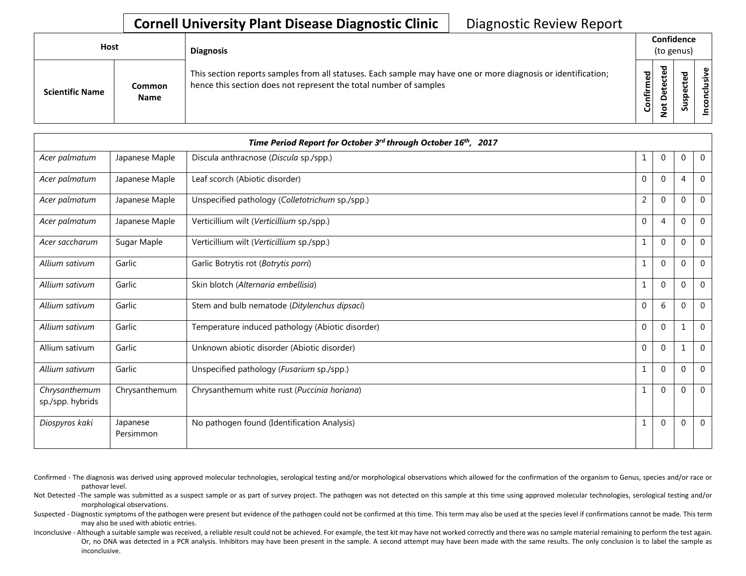# Cornell University Plant Disease Diagnostic Clinic — Diagnostic Review Report

| Host | | Diagnosis | Confidence (to genus) | | | |
|---|---|---|---|---|---|---|
| **Scientific Name** | **Common Name** | This section reports samples from all statuses. Each sample may have one or more diagnosis or identification; hence this section does not represent the total number of samples | **Confirmed** | **Not Detected** | **Suspected** | **Inconclusive** |
| ***Time Period Report for October 3rd through October 16th, 2017*** | | | | | | |
| *Acer palmatum* | Japanese Maple | Discula anthracnose (*Discula* sp./spp.) | 1 | 0 | 0 | 0 |
| *Acer palmatum* | Japanese Maple | Leaf scorch (Abiotic disorder) | 0 | 0 | 4 | 0 |
| *Acer palmatum* | Japanese Maple | Unspecified pathology (*Colletotrichum* sp./spp.) | 2 | 0 | 0 | 0 |
| *Acer palmatum* | Japanese Maple | Verticillium wilt (*Verticillium* sp./spp.) | 0 | 4 | 0 | 0 |
| *Acer saccharum* | Sugar Maple | Verticillium wilt (*Verticillium* sp./spp.) | 1 | 0 | 0 | 0 |
| *Allium sativum* | Garlic | Garlic Botrytis rot (*Botrytis porri*) | 1 | 0 | 0 | 0 |
| *Allium sativum* | Garlic | Skin blotch (*Alternaria embellisia*) | 1 | 0 | 0 | 0 |
| *Allium sativum* | Garlic | Stem and bulb nematode (*Ditylenchus dipsaci*) | 0 | 6 | 0 | 0 |
| *Allium sativum* | Garlic | Temperature induced pathology (Abiotic disorder) | 0 | 0 | 1 | 0 |
| Allium sativum | Garlic | Unknown abiotic disorder (Abiotic disorder) | 0 | 0 | 1 | 0 |
| *Allium sativum* | Garlic | Unspecified pathology (*Fusarium* sp./spp.) | 1 | 0 | 0 | 0 |
| *Chrysanthemum* sp./spp. hybrids | Chrysanthemum | Chrysanthemum white rust (*Puccinia horiana*) | 1 | 0 | 0 | 0 |
| *Diospyros kaki* | Japanese Persimmon | No pathogen found (Identification Analysis) | 1 | 0 | 0 | 0 |

Confirmed - The diagnosis was derived using approved molecular technologies, serological testing and/or morphological observations which allowed for the confirmation of the organism to Genus, species and/or race or pathovar level.

Not Detected -The sample was submitted as a suspect sample or as part of survey project. The pathogen was not detected on this sample at this time using approved molecular technologies, serological testing and/or morphological observations.

Suspected - Diagnostic symptoms of the pathogen were present but evidence of the pathogen could not be confirmed at this time. This term may also be used at the species level if confirmations cannot be made. This term may also be used with abiotic entries.

Inconclusive - Although a suitable sample was received, a reliable result could not be achieved. For example, the test kit may have not worked correctly and there was no sample material remaining to perform the test again. Or, no DNA was detected in a PCR analysis. Inhibitors may have been present in the sample. A second attempt may have been made with the same results. The only conclusion is to label the sample as inconclusive.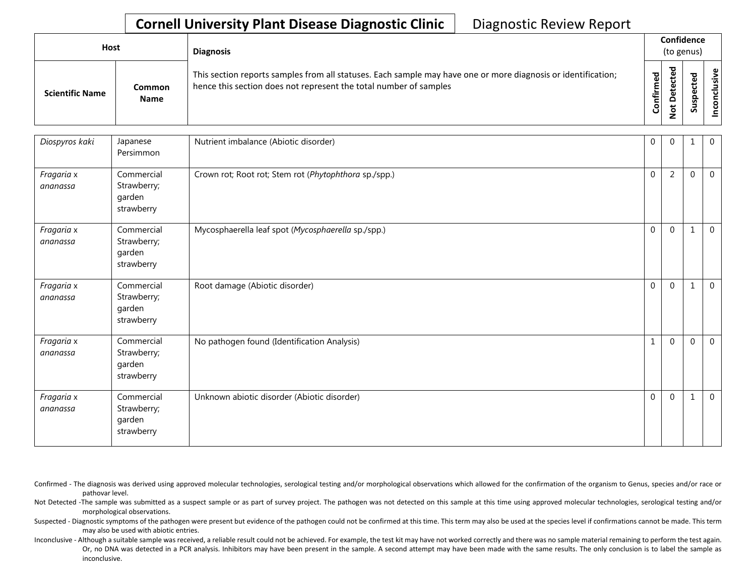**Cornell University Plant Disease Diagnostic Clinic** Diagnostic Review Report

| Host | | Diagnosis | Confidence (to genus) | | | |
|---|---|---|---|---|---|---|
| Scientific Name | Common Name | This section reports samples from all statuses. Each sample may have one or more diagnosis or identification; hence this section does not represent the total number of samples | Confirmed | Not Detected | Suspected | Inconclusive |
| *Diospyros kaki* | Japanese Persimmon | Nutrient imbalance (Abiotic disorder) | 0 | 0 | 1 | 0 |
| *Fragaria* x *ananassa* | Commercial Strawberry; garden strawberry | Crown rot; Root rot; Stem rot (*Phytophthora* sp./spp.) | 0 | 2 | 0 | 0 |
| *Fragaria* x *ananassa* | Commercial Strawberry; garden strawberry | Mycosphaerella leaf spot (*Mycosphaerella* sp./spp.) | 0 | 0 | 1 | 0 |
| *Fragaria* x *ananassa* | Commercial Strawberry; garden strawberry | Root damage (Abiotic disorder) | 0 | 0 | 1 | 0 |
| *Fragaria* x *ananassa* | Commercial Strawberry; garden strawberry | No pathogen found (Identification Analysis) | 1 | 0 | 0 | 0 |
| *Fragaria* x *ananassa* | Commercial Strawberry; garden strawberry | Unknown abiotic disorder (Abiotic disorder) | 0 | 0 | 1 | 0 |

Confirmed - The diagnosis was derived using approved molecular technologies, serological testing and/or morphological observations which allowed for the confirmation of the organism to Genus, species and/or race or pathovar level.

Not Detected -The sample was submitted as a suspect sample or as part of survey project. The pathogen was not detected on this sample at this time using approved molecular technologies, serological testing and/or morphological observations.

Suspected - Diagnostic symptoms of the pathogen were present but evidence of the pathogen could not be confirmed at this time. This term may also be used at the species level if confirmations cannot be made. This term may also be used with abiotic entries.

Inconclusive - Although a suitable sample was received, a reliable result could not be achieved. For example, the test kit may have not worked correctly and there was no sample material remaining to perform the test again. Or, no DNA was detected in a PCR analysis. Inhibitors may have been present in the sample. A second attempt may have been made with the same results. The only conclusion is to label the sample as inconclusive.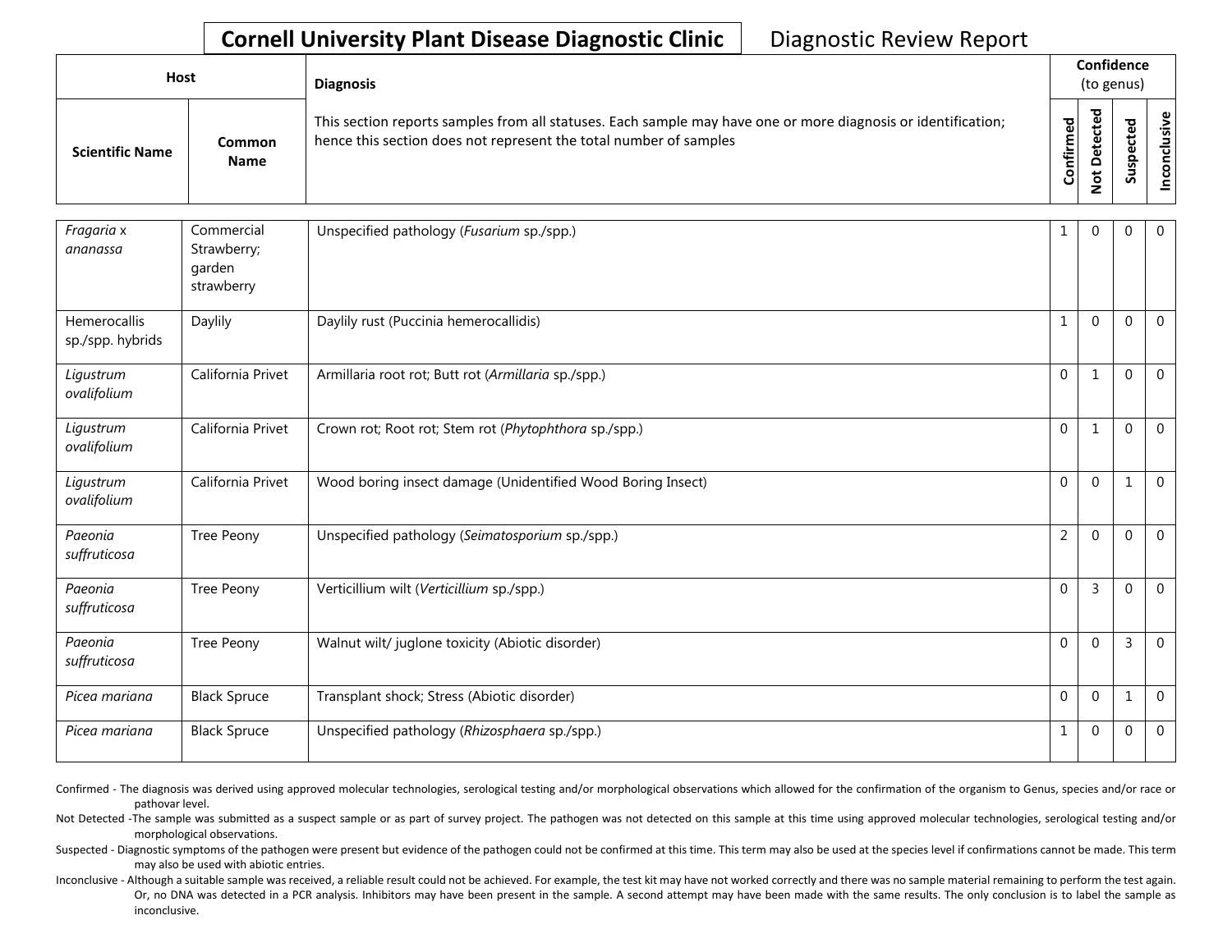**Cornell University Plant Disease Diagnostic Clinic** Diagnostic Review Report

| Host | | Diagnosis | Confidence (to genus) | | | |
|---|---|---|---|---|---|---|
| Scientific Name | Common Name | This section reports samples from all statuses. Each sample may have one or more diagnosis or identification; hence this section does not represent the total number of samples | Confirmed | Not Detected | Suspected | Inconclusive |
| *Fragaria* x *ananassa* | Commercial Strawberry; garden strawberry | Unspecified pathology (*Fusarium* sp./spp.) | 1 | 0 | 0 | 0 |
| Hemerocallis sp./spp. hybrids | Daylily | Daylily rust (Puccinia hemerocallidis) | 1 | 0 | 0 | 0 |
| *Ligustrum ovalifolium* | California Privet | Armillaria root rot; Butt rot (*Armillaria* sp./spp.) | 0 | 1 | 0 | 0 |
| *Ligustrum ovalifolium* | California Privet | Crown rot; Root rot; Stem rot (*Phytophthora* sp./spp.) | 0 | 1 | 0 | 0 |
| *Ligustrum ovalifolium* | California Privet | Wood boring insect damage (Unidentified Wood Boring Insect) | 0 | 0 | 1 | 0 |
| *Paeonia suffruticosa* | Tree Peony | Unspecified pathology (*Seimatosporium* sp./spp.) | 2 | 0 | 0 | 0 |
| *Paeonia suffruticosa* | Tree Peony | Verticillium wilt (*Verticillium* sp./spp.) | 0 | 3 | 0 | 0 |
| *Paeonia suffruticosa* | Tree Peony | Walnut wilt/ juglone toxicity (Abiotic disorder) | 0 | 0 | 3 | 0 |
| *Picea mariana* | Black Spruce | Transplant shock; Stress (Abiotic disorder) | 0 | 0 | 1 | 0 |
| *Picea mariana* | Black Spruce | Unspecified pathology (*Rhizosphaera* sp./spp.) | 1 | 0 | 0 | 0 |

Confirmed - The diagnosis was derived using approved molecular technologies, serological testing and/or morphological observations which allowed for the confirmation of the organism to Genus, species and/or race or pathovar level.

Not Detected -The sample was submitted as a suspect sample or as part of survey project. The pathogen was not detected on this sample at this time using approved molecular technologies, serological testing and/or morphological observations.

Suspected - Diagnostic symptoms of the pathogen were present but evidence of the pathogen could not be confirmed at this time. This term may also be used at the species level if confirmations cannot be made. This term may also be used with abiotic entries.

Inconclusive - Although a suitable sample was received, a reliable result could not be achieved. For example, the test kit may have not worked correctly and there was no sample material remaining to perform the test again. Or, no DNA was detected in a PCR analysis. Inhibitors may have been present in the sample. A second attempt may have been made with the same results. The only conclusion is to label the sample as inconclusive.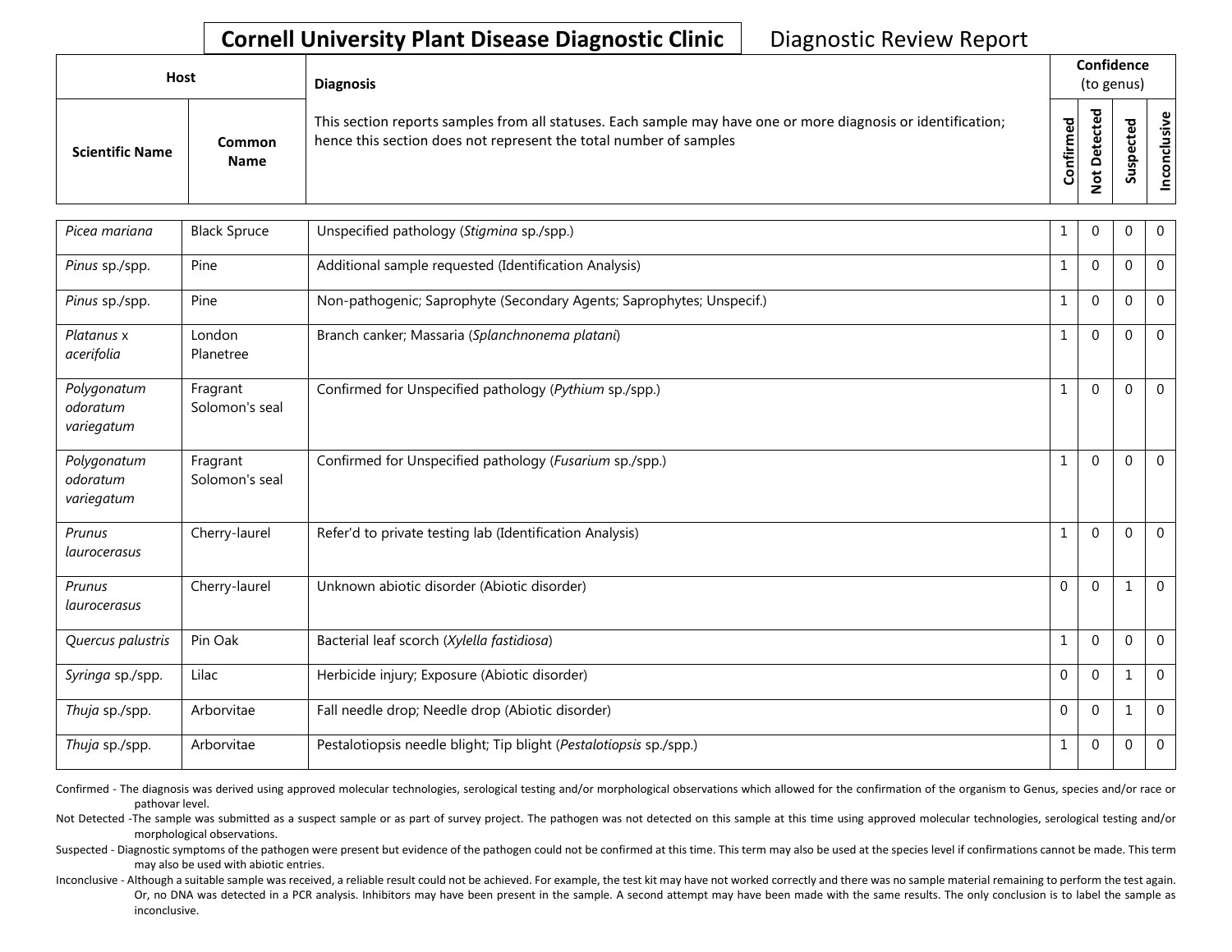# Cornell University Plant Disease Diagnostic Clinic

Diagnostic Review Report

| Host | | Diagnosis | Confidence (to genus) | | | |
|---|---|---|---|---|---|---|
| Scientific Name | Common Name | This section reports samples from all statuses. Each sample may have one or more diagnosis or identification; hence this section does not represent the total number of samples | Confirmed | Not Detected | Suspected | Inconclusive |
| *Picea mariana* | Black Spruce | Unspecified pathology (*Stigmina* sp./spp.) | 1 | 0 | 0 | 0 |
| *Pinus* sp./spp. | Pine | Additional sample requested (Identification Analysis) | 1 | 0 | 0 | 0 |
| *Pinus* sp./spp. | Pine | Non-pathogenic; Saprophyte (Secondary Agents; Saprophytes; Unspecif.) | 1 | 0 | 0 | 0 |
| *Platanus* x *acerifolia* | London Planetree | Branch canker; Massaria (*Splanchnonema platani*) | 1 | 0 | 0 | 0 |
| *Polygonatum odoratum variegatum* | Fragrant Solomon's seal | Confirmed for Unspecified pathology (*Pythium* sp./spp.) | 1 | 0 | 0 | 0 |
| *Polygonatum odoratum variegatum* | Fragrant Solomon's seal | Confirmed for Unspecified pathology (*Fusarium* sp./spp.) | 1 | 0 | 0 | 0 |
| *Prunus laurocerasus* | Cherry-laurel | Refer'd to private testing lab (Identification Analysis) | 1 | 0 | 0 | 0 |
| *Prunus laurocerasus* | Cherry-laurel | Unknown abiotic disorder (Abiotic disorder) | 0 | 0 | 1 | 0 |
| *Quercus palustris* | Pin Oak | Bacterial leaf scorch (*Xylella fastidiosa*) | 1 | 0 | 0 | 0 |
| *Syringa* sp./spp. | Lilac | Herbicide injury; Exposure (Abiotic disorder) | 0 | 0 | 1 | 0 |
| *Thuja* sp./spp. | Arborvitae | Fall needle drop; Needle drop (Abiotic disorder) | 0 | 0 | 1 | 0 |
| *Thuja* sp./spp. | Arborvitae | Pestalotiopsis needle blight; Tip blight (*Pestalotiopsis* sp./spp.) | 1 | 0 | 0 | 0 |

Confirmed - The diagnosis was derived using approved molecular technologies, serological testing and/or morphological observations which allowed for the confirmation of the organism to Genus, species and/or race or pathovar level.

Not Detected -The sample was submitted as a suspect sample or as part of survey project. The pathogen was not detected on this sample at this time using approved molecular technologies, serological testing and/or morphological observations.

Suspected - Diagnostic symptoms of the pathogen were present but evidence of the pathogen could not be confirmed at this time. This term may also be used at the species level if confirmations cannot be made. This term may also be used with abiotic entries.

Inconclusive - Although a suitable sample was received, a reliable result could not be achieved. For example, the test kit may have not worked correctly and there was no sample material remaining to perform the test again. Or, no DNA was detected in a PCR analysis. Inhibitors may have been present in the sample. A second attempt may have been made with the same results. The only conclusion is to label the sample as inconclusive.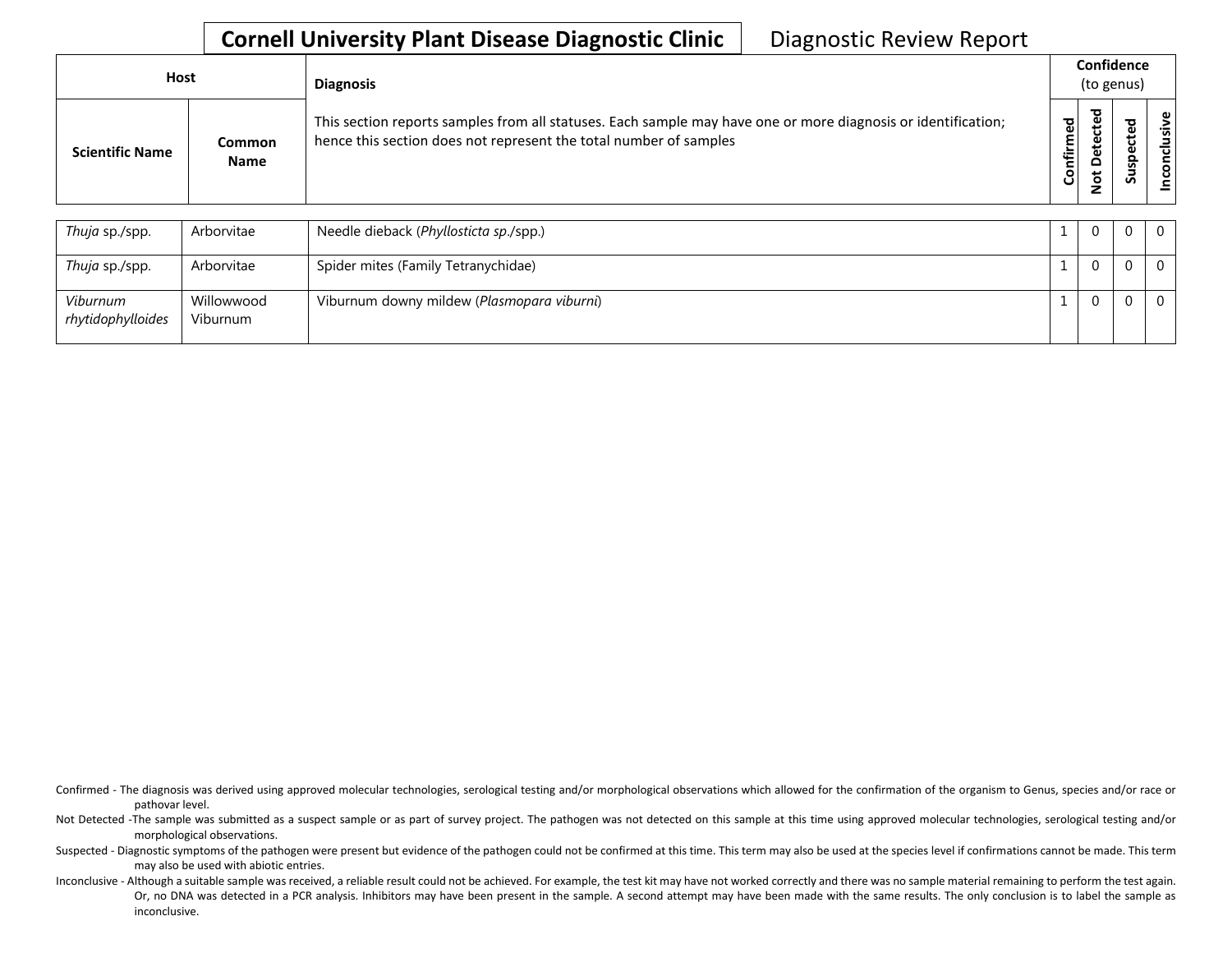# Cornell University Plant Disease Diagnostic Clinic

Diagnostic Review Report

| Host | | Diagnosis | Confidence (to genus) | | | |
|---|---|---|---|---|---|---|
| Scientific Name | Common Name | This section reports samples from all statuses. Each sample may have one or more diagnosis or identification; hence this section does not represent the total number of samples | Confirmed | Not Detected | Suspected | Inconclusive |
| *Thuja* sp./spp. | Arborvitae | Needle dieback (*Phyllosticta sp.*/spp.) | 1 | 0 | 0 | 0 |
| *Thuja* sp./spp. | Arborvitae | Spider mites (Family Tetranychidae) | 1 | 0 | 0 | 0 |
| *Viburnum rhytidophylloides* | Willowwood Viburnum | Viburnum downy mildew (*Plasmopara viburni*) | 1 | 0 | 0 | 0 |

Confirmed - The diagnosis was derived using approved molecular technologies, serological testing and/or morphological observations which allowed for the confirmation of the organism to Genus, species and/or race or pathovar level.

Not Detected -The sample was submitted as a suspect sample or as part of survey project. The pathogen was not detected on this sample at this time using approved molecular technologies, serological testing and/or morphological observations.

Suspected - Diagnostic symptoms of the pathogen were present but evidence of the pathogen could not be confirmed at this time. This term may also be used at the species level if confirmations cannot be made. This term may also be used with abiotic entries.

Inconclusive - Although a suitable sample was received, a reliable result could not be achieved. For example, the test kit may have not worked correctly and there was no sample material remaining to perform the test again. Or, no DNA was detected in a PCR analysis. Inhibitors may have been present in the sample. A second attempt may have been made with the same results. The only conclusion is to label the sample as inconclusive.